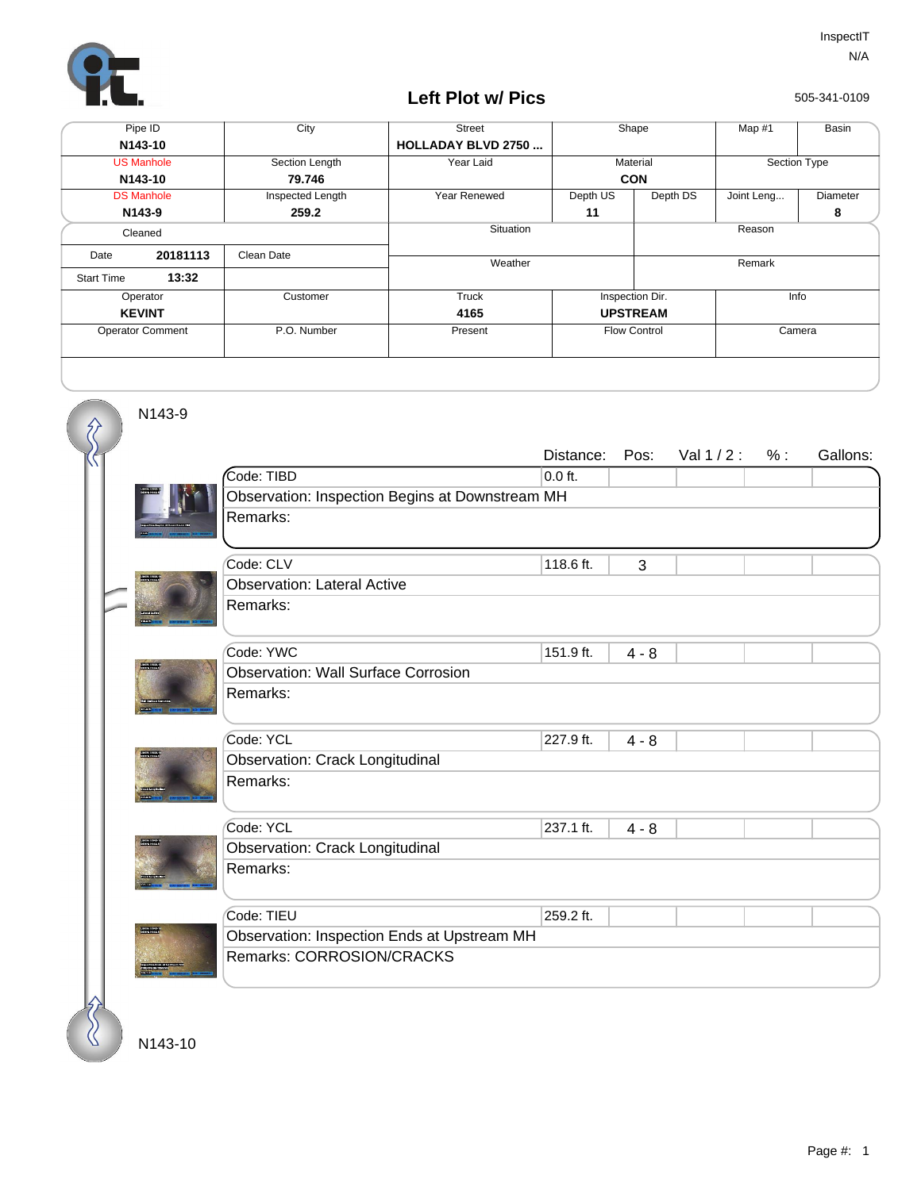InspectIT

N/A

505-341-0109

# Left Plot w/ Pics

| Pipe ID | City | Street | Shape | | Map #1 | Basin |
|---|---|---|---|---|---|---|
| N143-10 | | HOLLADAY BLVD 2750 ... | | | | |
| US Manhole | Section Length | Year Laid | Material | | Section Type | |
| N143-10 | 79.746 | | CON | | | |
| DS Manhole | Inspected Length | Year Renewed | Depth US | Depth DS | Joint Leng... | Diameter |
| N143-9 | 259.2 | | 11 | | | 8 |
| Cleaned | | Situation | | Reason | | |
| Date 20181113 | Clean Date | Weather | | Remark | | |
| Start Time 13:32 | | | | | | |
| Operator | Customer | Truck | Inspection Dir. | | Info | |
| KEVINT | | 4165 | UPSTREAM | | | |
| Operator Comment | P.O. Number | Present | Flow Control | | Camera | |

N143-9

| Code | Distance: | Pos: | Val 1 / 2 : | % : | Gallons: |
|---|---|---|---|---|---|
| Code: TIBD | 0.0 ft. | | | | |
| Observation: Inspection Begins at Downstream MH | | | | | |
| Remarks: | | | | | |
| Code: CLV | 118.6 ft. | 3 | | | |
| Observation: Lateral Active | | | | | |
| Remarks: | | | | | |
| Code: YWC | 151.9 ft. | 4 - 8 | | | |
| Observation: Wall Surface Corrosion | | | | | |
| Remarks: | | | | | |
| Code: YCL | 227.9 ft. | 4 - 8 | | | |
| Observation: Crack Longitudinal | | | | | |
| Remarks: | | | | | |
| Code: YCL | 237.1 ft. | 4 - 8 | | | |
| Observation: Crack Longitudinal | | | | | |
| Remarks: | | | | | |
| Code: TIEU | 259.2 ft. | | | | |
| Observation: Inspection Ends at Upstream MH | | | | | |
| Remarks: CORROSION/CRACKS | | | | | |

N143-10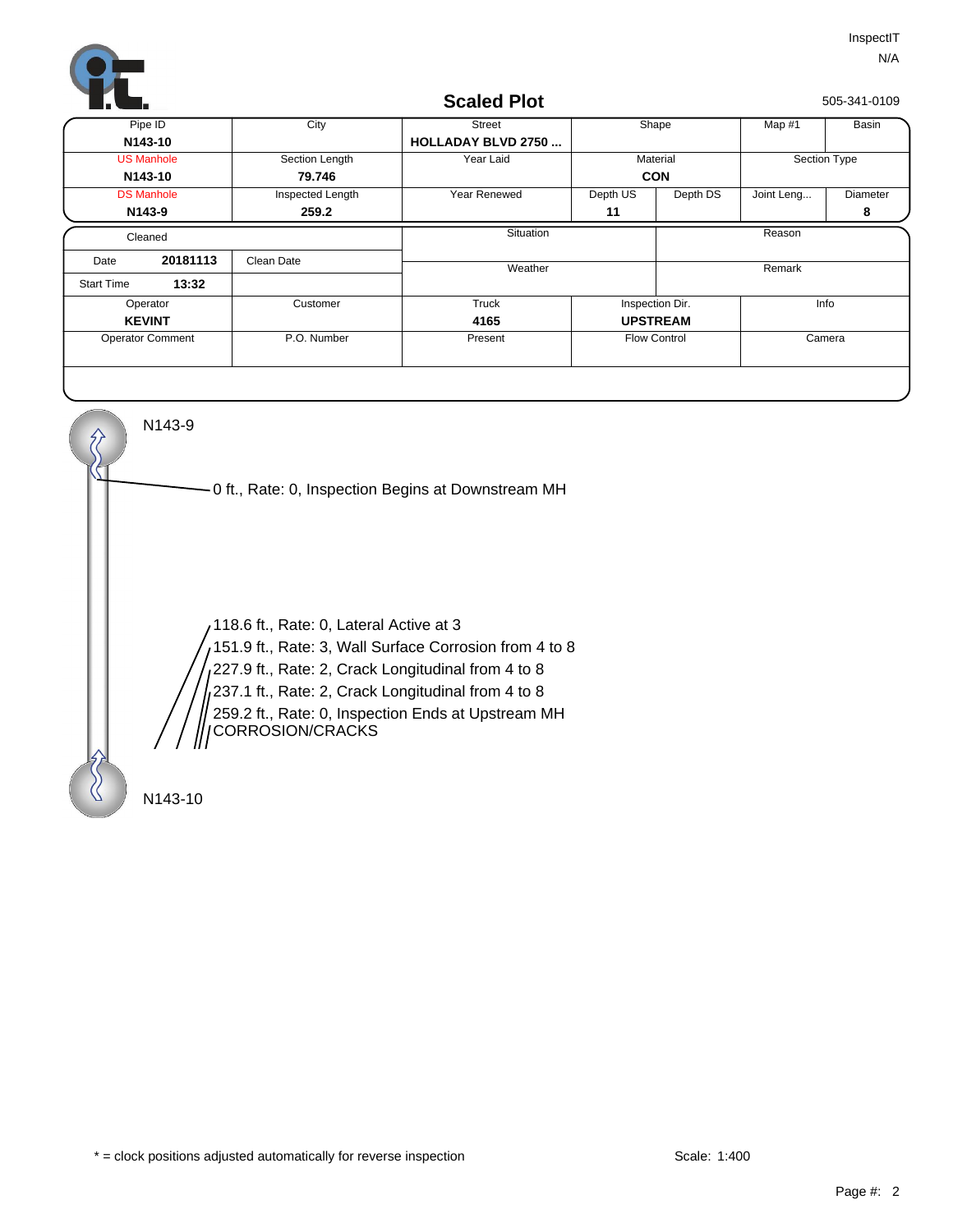InspectIT
N/A

## Scaled Plot

505-341-0109

| Pipe ID | City | Street | Shape | | Map #1 | Basin |
|---|---|---|---|---|---|---|
| **N143-10** | | **HOLLADAY BLVD 2750 ...** | | | | |
| US Manhole | Section Length | Year Laid | Material | | Section Type | |
| **N143-10** | **79.746** | | **CON** | | | |
| DS Manhole | Inspected Length | Year Renewed | Depth US | Depth DS | Joint Leng... | Diameter |
| **N143-9** | **259.2** | | **11** | | | **8** |

| Cleaned | | Situation | | Reason |
|---|---|---|---|---|
| Date **20181113** | Clean Date | Weather | | Remark |
| Start Time **13:32** | | | | |
| Operator | Customer | Truck | Inspection Dir. | Info |
| **KEVINT** | | **4165** | **UPSTREAM** | |
| Operator Comment | P.O. Number | Present | Flow Control | Camera |

N143-9

0 ft., Rate: 0, Inspection Begins at Downstream MH

118.6 ft., Rate: 0, Lateral Active at 3
151.9 ft., Rate: 3, Wall Surface Corrosion from 4 to 8
227.9 ft., Rate: 2, Crack Longitudinal from 4 to 8
237.1 ft., Rate: 2, Crack Longitudinal from 4 to 8
259.2 ft., Rate: 0, Inspection Ends at Upstream MH
CORROSION/CRACKS

N143-10

* = clock positions adjusted automatically for reverse inspection

Scale: 1:400